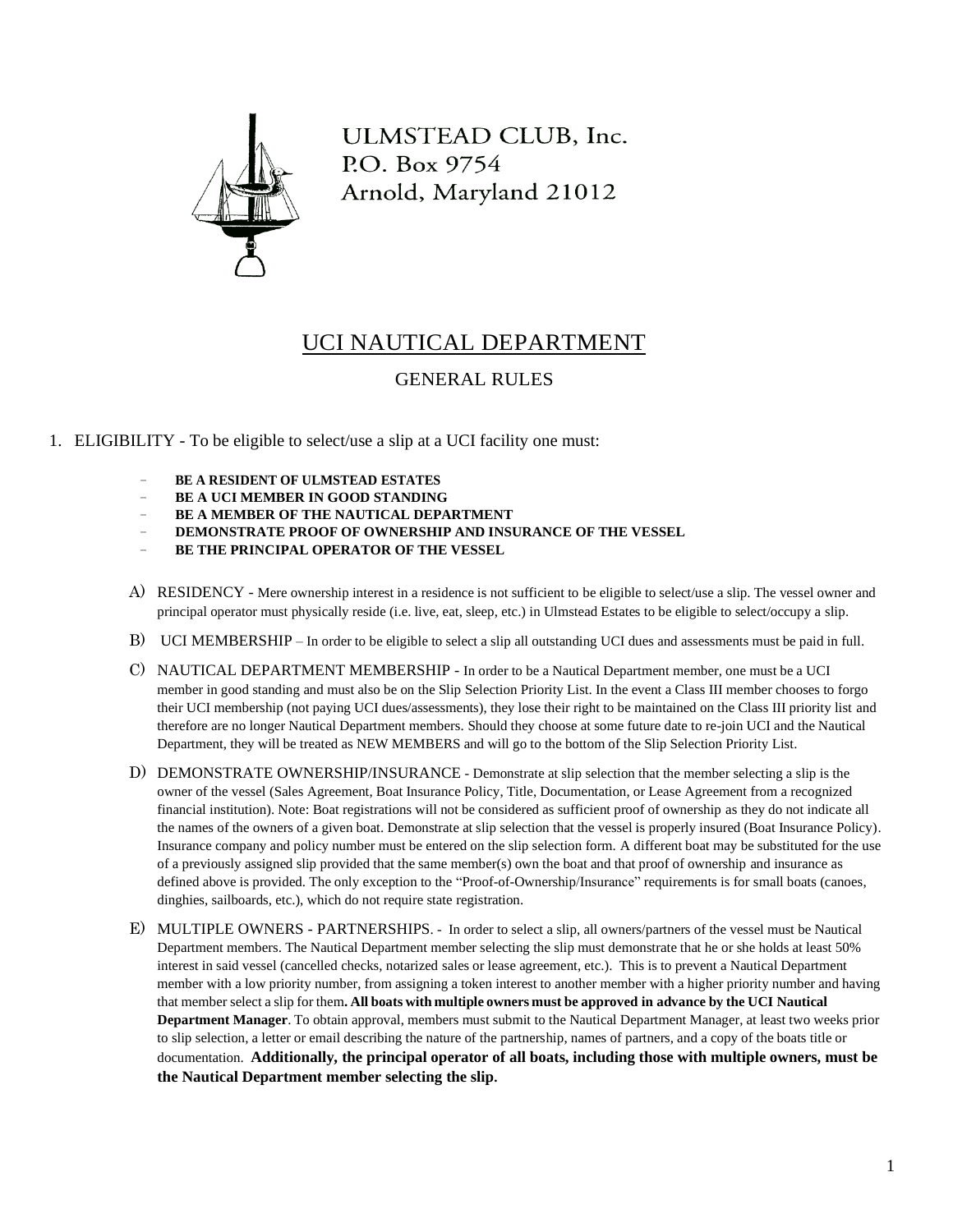ULMSTEAD CLUB, Inc.
P.O. Box 9754
Arnold, Maryland 21012

# UCI NAUTICAL DEPARTMENT

## GENERAL RULES

1. ELIGIBILITY - To be eligible to select/use a slip at a UCI facility one must:

   - **BE A RESIDENT OF ULMSTEAD ESTATES**
   - **BE A UCI MEMBER IN GOOD STANDING**
   - **BE A MEMBER OF THE NAUTICAL DEPARTMENT**
   - **DEMONSTRATE PROOF OF OWNERSHIP AND INSURANCE OF THE VESSEL**
   - **BE THE PRINCIPAL OPERATOR OF THE VESSEL**

   A) RESIDENCY - Mere ownership interest in a residence is not sufficient to be eligible to select/use a slip. The vessel owner and principal operator must physically reside (i.e. live, eat, sleep, etc.) in Ulmstead Estates to be eligible to select/occupy a slip.

   B) UCI MEMBERSHIP – In order to be eligible to select a slip all outstanding UCI dues and assessments must be paid in full.

   C) NAUTICAL DEPARTMENT MEMBERSHIP - In order to be a Nautical Department member, one must be a UCI member in good standing and must also be on the Slip Selection Priority List. In the event a Class III member chooses to forgo their UCI membership (not paying UCI dues/assessments), they lose their right to be maintained on the Class III priority list and therefore are no longer Nautical Department members. Should they choose at some future date to re-join UCI and the Nautical Department, they will be treated as NEW MEMBERS and will go to the bottom of the Slip Selection Priority List.

   D) DEMONSTRATE OWNERSHIP/INSURANCE - Demonstrate at slip selection that the member selecting a slip is the owner of the vessel (Sales Agreement, Boat Insurance Policy, Title, Documentation, or Lease Agreement from a recognized financial institution). Note: Boat registrations will not be considered as sufficient proof of ownership as they do not indicate all the names of the owners of a given boat. Demonstrate at slip selection that the vessel is properly insured (Boat Insurance Policy). Insurance company and policy number must be entered on the slip selection form. A different boat may be substituted for the use of a previously assigned slip provided that the same member(s) own the boat and that proof of ownership and insurance as defined above is provided. The only exception to the "Proof-of-Ownership/Insurance" requirements is for small boats (canoes, dinghies, sailboards, etc.), which do not require state registration.

   E) MULTIPLE OWNERS - PARTNERSHIPS. - In order to select a slip, all owners/partners of the vessel must be Nautical Department members. The Nautical Department member selecting the slip must demonstrate that he or she holds at least 50% interest in said vessel (cancelled checks, notarized sales or lease agreement, etc.). This is to prevent a Nautical Department member with a low priority number, from assigning a token interest to another member with a higher priority number and having that member select a slip for them**. All boats with multiple owners must be approved in advance by the UCI Nautical Department Manager**. To obtain approval, members must submit to the Nautical Department Manager, at least two weeks prior to slip selection, a letter or email describing the nature of the partnership, names of partners, and a copy of the boats title or documentation. **Additionally, the principal operator of all boats, including those with multiple owners, must be the Nautical Department member selecting the slip.**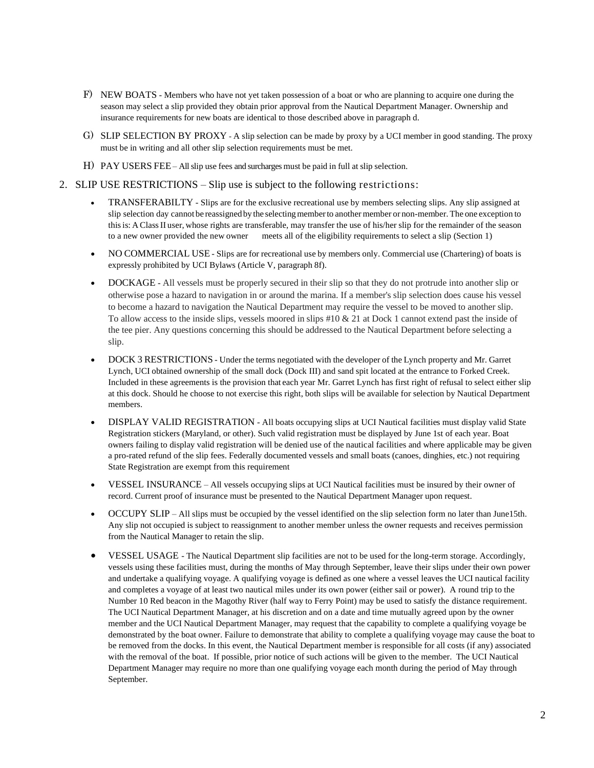F) NEW BOATS - Members who have not yet taken possession of a boat or who are planning to acquire one during the season may select a slip provided they obtain prior approval from the Nautical Department Manager. Ownership and insurance requirements for new boats are identical to those described above in paragraph d.

G) SLIP SELECTION BY PROXY - A slip selection can be made by proxy by a UCI member in good standing. The proxy must be in writing and all other slip selection requirements must be met.

H) PAY USERS FEE – All slip use fees and surcharges must be paid in full at slip selection.

2. SLIP USE RESTRICTIONS – Slip use is subject to the following restrictions:

- TRANSFERABILTY - Slips are for the exclusive recreational use by members selecting slips. Any slip assigned at slip selection day cannot be reassigned by the selecting member to another member or non-member. The one exception to this is: A Class II user, whose rights are transferable, may transfer the use of his/her slip for the remainder of the season to a new owner provided the new owner meets all of the eligibility requirements to select a slip (Section 1)
- NO COMMERCIAL USE - Slips are for recreational use by members only. Commercial use (Chartering) of boats is expressly prohibited by UCI Bylaws (Article V, paragraph 8f).
- DOCKAGE - All vessels must be properly secured in their slip so that they do not protrude into another slip or otherwise pose a hazard to navigation in or around the marina. If a member's slip selection does cause his vessel to become a hazard to navigation the Nautical Department may require the vessel to be moved to another slip. To allow access to the inside slips, vessels moored in slips #10 & 21 at Dock 1 cannot extend past the inside of the tee pier. Any questions concerning this should be addressed to the Nautical Department before selecting a slip.
- DOCK 3 RESTRICTIONS - Under the terms negotiated with the developer of the Lynch property and Mr. Garret Lynch, UCI obtained ownership of the small dock (Dock III) and sand spit located at the entrance to Forked Creek. Included in these agreements is the provision that each year Mr. Garret Lynch has first right of refusal to select either slip at this dock. Should he choose to not exercise this right, both slips will be available for selection by Nautical Department members.
- DISPLAY VALID REGISTRATION - All boats occupying slips at UCI Nautical facilities must display valid State Registration stickers (Maryland, or other). Such valid registration must be displayed by June 1st of each year. Boat owners failing to display valid registration will be denied use of the nautical facilities and where applicable may be given a pro-rated refund of the slip fees. Federally documented vessels and small boats (canoes, dinghies, etc.) not requiring State Registration are exempt from this requirement
- VESSEL INSURANCE – All vessels occupying slips at UCI Nautical facilities must be insured by their owner of record. Current proof of insurance must be presented to the Nautical Department Manager upon request.
- OCCUPY SLIP – All slips must be occupied by the vessel identified on the slip selection form no later than June15th. Any slip not occupied is subject to reassignment to another member unless the owner requests and receives permission from the Nautical Manager to retain the slip.
- VESSEL USAGE - The Nautical Department slip facilities are not to be used for the long-term storage. Accordingly, vessels using these facilities must, during the months of May through September, leave their slips under their own power and undertake a qualifying voyage. A qualifying voyage is defined as one where a vessel leaves the UCI nautical facility and completes a voyage of at least two nautical miles under its own power (either sail or power). A round trip to the Number 10 Red beacon in the Magothy River (half way to Ferry Point) may be used to satisfy the distance requirement. The UCI Nautical Department Manager, at his discretion and on a date and time mutually agreed upon by the owner member and the UCI Nautical Department Manager, may request that the capability to complete a qualifying voyage be demonstrated by the boat owner. Failure to demonstrate that ability to complete a qualifying voyage may cause the boat to be removed from the docks. In this event, the Nautical Department member is responsible for all costs (if any) associated with the removal of the boat. If possible, prior notice of such actions will be given to the member. The UCI Nautical Department Manager may require no more than one qualifying voyage each month during the period of May through September.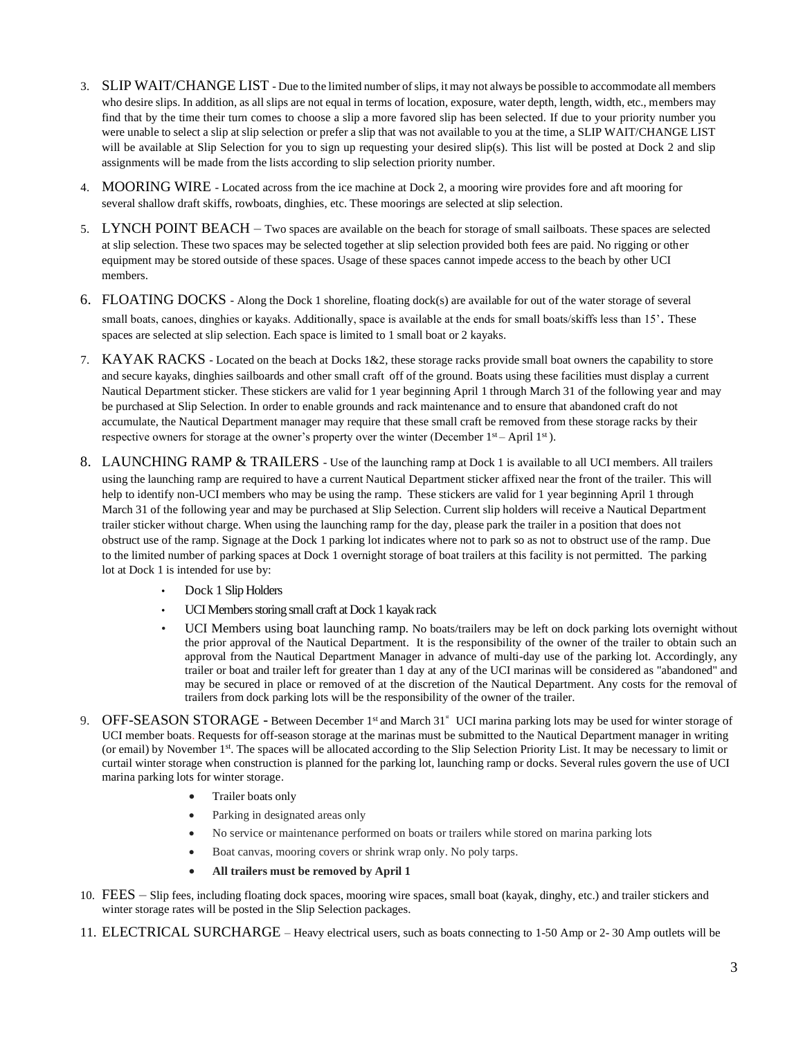3. SLIP WAIT/CHANGE LIST - Due to the limited number of slips, it may not always be possible to accommodate all members who desire slips. In addition, as all slips are not equal in terms of location, exposure, water depth, length, width, etc., members may find that by the time their turn comes to choose a slip a more favored slip has been selected. If due to your priority number you were unable to select a slip at slip selection or prefer a slip that was not available to you at the time, a SLIP WAIT/CHANGE LIST will be available at Slip Selection for you to sign up requesting your desired slip(s). This list will be posted at Dock 2 and slip assignments will be made from the lists according to slip selection priority number.

4. MOORING WIRE - Located across from the ice machine at Dock 2, a mooring wire provides fore and aft mooring for several shallow draft skiffs, rowboats, dinghies, etc. These moorings are selected at slip selection.

5. LYNCH POINT BEACH – Two spaces are available on the beach for storage of small sailboats. These spaces are selected at slip selection. These two spaces may be selected together at slip selection provided both fees are paid. No rigging or other equipment may be stored outside of these spaces. Usage of these spaces cannot impede access to the beach by other UCI members.

6. FLOATING DOCKS - Along the Dock 1 shoreline, floating dock(s) are available for out of the water storage of several small boats, canoes, dinghies or kayaks. Additionally, space is available at the ends for small boats/skiffs less than 15'. These spaces are selected at slip selection. Each space is limited to 1 small boat or 2 kayaks.

7. KAYAK RACKS - Located on the beach at Docks 1&2, these storage racks provide small boat owners the capability to store and secure kayaks, dinghies sailboards and other small craft off of the ground. Boats using these facilities must display a current Nautical Department sticker. These stickers are valid for 1 year beginning April 1 through March 31 of the following year and may be purchased at Slip Selection. In order to enable grounds and rack maintenance and to ensure that abandoned craft do not accumulate, the Nautical Department manager may require that these small craft be removed from these storage racks by their respective owners for storage at the owner's property over the winter (December 1st – April 1st).

8. LAUNCHING RAMP & TRAILERS - Use of the launching ramp at Dock 1 is available to all UCI members. All trailers using the launching ramp are required to have a current Nautical Department sticker affixed near the front of the trailer. This will help to identify non-UCI members who may be using the ramp. These stickers are valid for 1 year beginning April 1 through March 31 of the following year and may be purchased at Slip Selection. Current slip holders will receive a Nautical Department trailer sticker without charge. When using the launching ramp for the day, please park the trailer in a position that does not obstruct use of the ramp. Signage at the Dock 1 parking lot indicates where not to park so as not to obstruct use of the ramp. Due to the limited number of parking spaces at Dock 1 overnight storage of boat trailers at this facility is not permitted. The parking lot at Dock 1 is intended for use by:

   - Dock 1 Slip Holders
   - UCI Members storing small craft at Dock 1 kayak rack
   - UCI Members using boat launching ramp. No boats/trailers may be left on dock parking lots overnight without the prior approval of the Nautical Department. It is the responsibility of the owner of the trailer to obtain such an approval from the Nautical Department Manager in advance of multi-day use of the parking lot. Accordingly, any trailer or boat and trailer left for greater than 1 day at any of the UCI marinas will be considered as "abandoned" and may be secured in place or removed of at the discretion of the Nautical Department. Any costs for the removal of trailers from dock parking lots will be the responsibility of the owner of the trailer.

9. OFF-SEASON STORAGE - Between December 1st and March 31st UCI marina parking lots may be used for winter storage of UCI member boats. Requests for off-season storage at the marinas must be submitted to the Nautical Department manager in writing (or email) by November 1st. The spaces will be allocated according to the Slip Selection Priority List. It may be necessary to limit or curtail winter storage when construction is planned for the parking lot, launching ramp or docks. Several rules govern the use of UCI marina parking lots for winter storage.

   - Trailer boats only
   - Parking in designated areas only
   - No service or maintenance performed on boats or trailers while stored on marina parking lots
   - Boat canvas, mooring covers or shrink wrap only. No poly tarps.
   - **All trailers must be removed by April 1**

10. FEES – Slip fees, including floating dock spaces, mooring wire spaces, small boat (kayak, dinghy, etc.) and trailer stickers and winter storage rates will be posted in the Slip Selection packages.

11. ELECTRICAL SURCHARGE – Heavy electrical users, such as boats connecting to 1-50 Amp or 2- 30 Amp outlets will be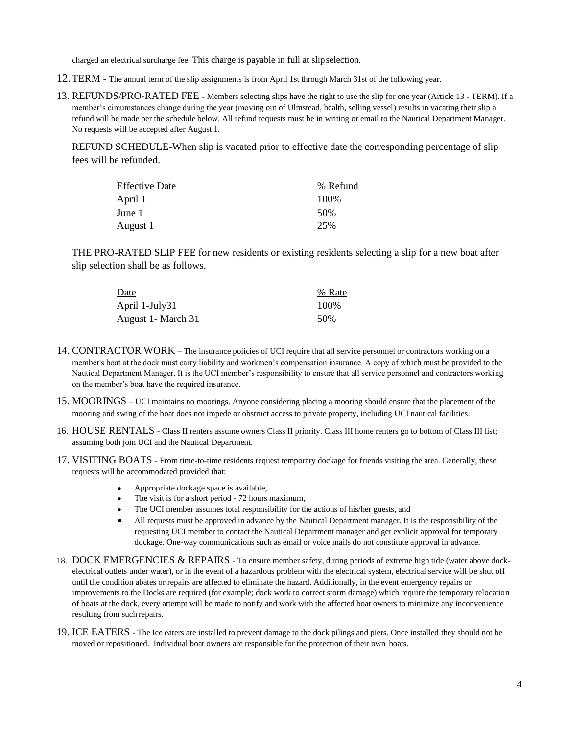charged an electrical surcharge fee. This charge is payable in full at slip selection.

12. TERM - The annual term of the slip assignments is from April 1st through March 31st of the following year.

13. REFUNDS/PRO-RATED FEE - Members selecting slips have the right to use the slip for one year (Article 13 - TERM). If a member's circumstances change during the year (moving out of Ulmstead, health, selling vessel) results in vacating their slip a refund will be made per the schedule below. All refund requests must be in writing or email to the Nautical Department Manager. No requests will be accepted after August 1.

   REFUND SCHEDULE-When slip is vacated prior to effective date the corresponding percentage of slip fees will be refunded.

   | Effective Date | % Refund |
   |---|---|
   | April 1 | 100% |
   | June 1 | 50% |
   | August 1 | 25% |

   THE PRO-RATED SLIP FEE for new residents or existing residents selecting a slip for a new boat after slip selection shall be as follows.

   | Date | % Rate |
   |---|---|
   | April 1-July31 | 100% |
   | August 1- March 31 | 50% |

14. CONTRACTOR WORK – The insurance policies of UCI require that all service personnel or contractors working on a member's boat at the dock must carry liability and workmen's compensation insurance. A copy of which must be provided to the Nautical Department Manager. It is the UCI member's responsibility to ensure that all service personnel and contractors working on the member's boat have the required insurance.

15. MOORINGS – UCI maintains no moorings. Anyone considering placing a mooring should ensure that the placement of the mooring and swing of the boat does not impede or obstruct access to private property, including UCI nautical facilities.

16. HOUSE RENTALS - Class II renters assume owners Class II priority. Class III home renters go to bottom of Class III list; assuming both join UCI and the Nautical Department.

17. VISITING BOATS - From time-to-time residents request temporary dockage for friends visiting the area. Generally, these requests will be accommodated provided that:

    - Appropriate dockage space is available,
    - The visit is for a short period - 72 hours maximum,
    - The UCI member assumes total responsibility for the actions of his/her guests, and
    - All requests must be approved in advance by the Nautical Department manager. It is the responsibility of the requesting UCI member to contact the Nautical Department manager and get explicit approval for temporary dockage. One-way communications such as email or voice mails do not constitute approval in advance.

18. DOCK EMERGENCIES & REPAIRS - To ensure member safety, during periods of extreme high tide (water above dock-electrical outlets under water), or in the event of a hazardous problem with the electrical system, electrical service will be shut off until the condition abates or repairs are affected to eliminate the hazard. Additionally, in the event emergency repairs or improvements to the Docks are required (for example; dock work to correct storm damage) which require the temporary relocation of boats at the dock, every attempt will be made to notify and work with the affected boat owners to minimize any inconvenience resulting from such repairs.

19. ICE EATERS - The Ice eaters are installed to prevent damage to the dock pilings and piers. Once installed they should not be moved or repositioned. Individual boat owners are responsible for the protection of their own boats.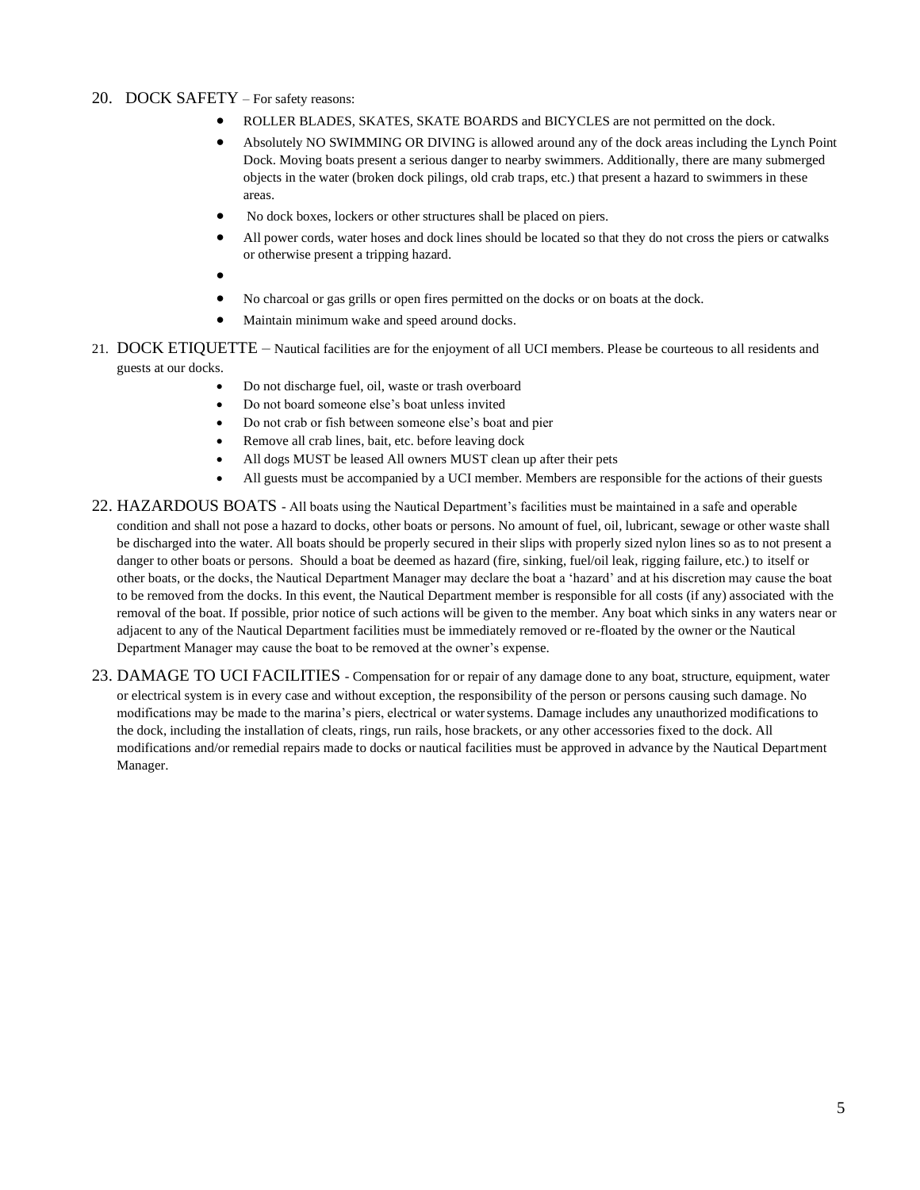20. DOCK SAFETY – For safety reasons:

- ROLLER BLADES, SKATES, SKATE BOARDS and BICYCLES are not permitted on the dock.
- Absolutely NO SWIMMING OR DIVING is allowed around any of the dock areas including the Lynch Point Dock. Moving boats present a serious danger to nearby swimmers. Additionally, there are many submerged objects in the water (broken dock pilings, old crab traps, etc.) that present a hazard to swimmers in these areas.
- No dock boxes, lockers or other structures shall be placed on piers.
- All power cords, water hoses and dock lines should be located so that they do not cross the piers or catwalks or otherwise present a tripping hazard.
- 
- No charcoal or gas grills or open fires permitted on the docks or on boats at the dock.
- Maintain minimum wake and speed around docks.

21. DOCK ETIQUETTE – Nautical facilities are for the enjoyment of all UCI members. Please be courteous to all residents and guests at our docks.

- Do not discharge fuel, oil, waste or trash overboard
- Do not board someone else's boat unless invited
- Do not crab or fish between someone else's boat and pier
- Remove all crab lines, bait, etc. before leaving dock
- All dogs MUST be leased All owners MUST clean up after their pets
- All guests must be accompanied by a UCI member. Members are responsible for the actions of their guests

22. HAZARDOUS BOATS - All boats using the Nautical Department's facilities must be maintained in a safe and operable condition and shall not pose a hazard to docks, other boats or persons. No amount of fuel, oil, lubricant, sewage or other waste shall be discharged into the water. All boats should be properly secured in their slips with properly sized nylon lines so as to not present a danger to other boats or persons. Should a boat be deemed as hazard (fire, sinking, fuel/oil leak, rigging failure, etc.) to itself or other boats, or the docks, the Nautical Department Manager may declare the boat a 'hazard' and at his discretion may cause the boat to be removed from the docks. In this event, the Nautical Department member is responsible for all costs (if any) associated with the removal of the boat. If possible, prior notice of such actions will be given to the member. Any boat which sinks in any waters near or adjacent to any of the Nautical Department facilities must be immediately removed or re-floated by the owner or the Nautical Department Manager may cause the boat to be removed at the owner's expense.

23. DAMAGE TO UCI FACILITIES - Compensation for or repair of any damage done to any boat, structure, equipment, water or electrical system is in every case and without exception, the responsibility of the person or persons causing such damage. No modifications may be made to the marina's piers, electrical or water systems. Damage includes any unauthorized modifications to the dock, including the installation of cleats, rings, run rails, hose brackets, or any other accessories fixed to the dock. All modifications and/or remedial repairs made to docks or nautical facilities must be approved in advance by the Nautical Department Manager.